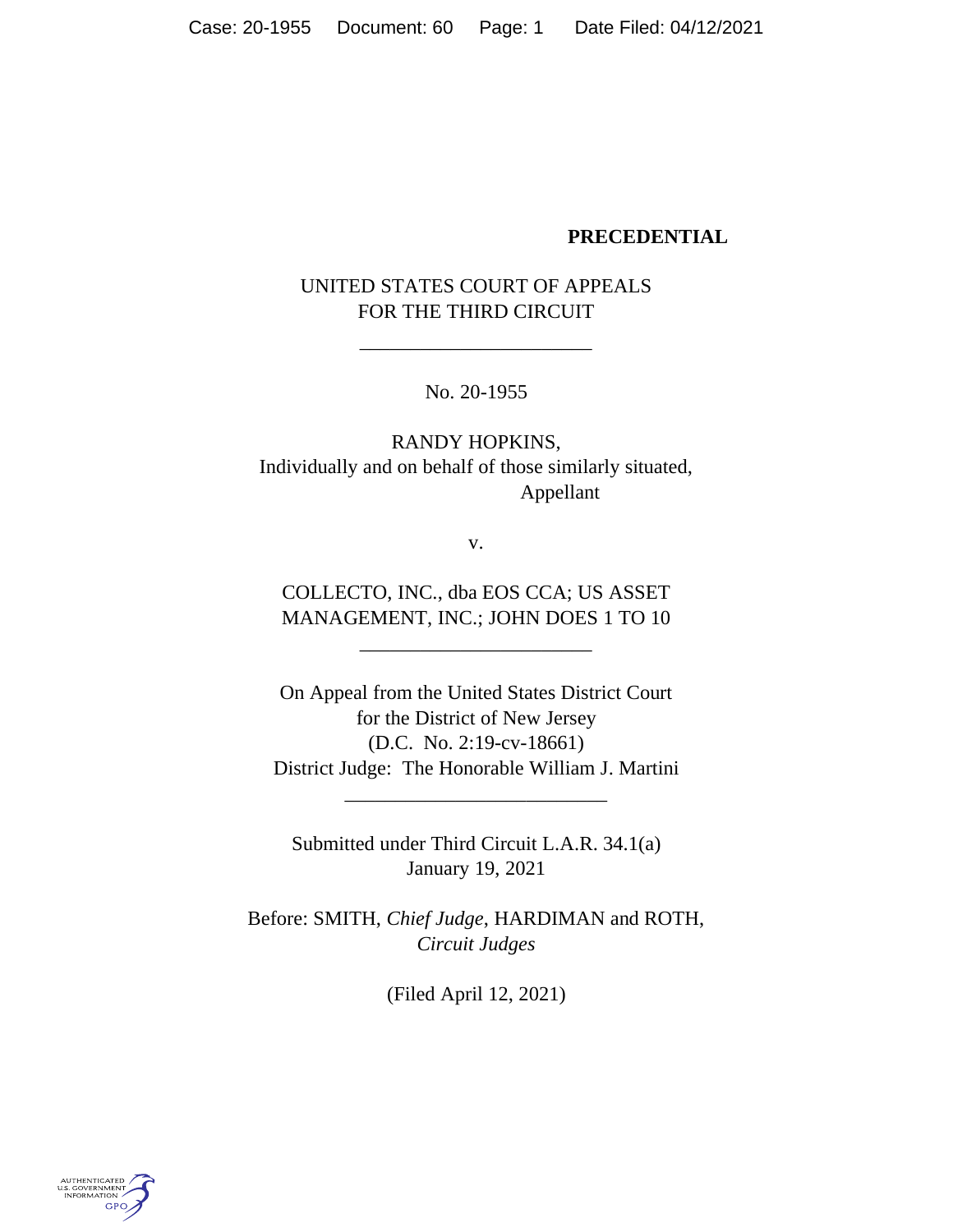**PRECEDENTIAL**

UNITED STATES COURT OF APPEALS
FOR THE THIRD CIRCUIT

\_\_\_\_\_\_\_\_\_\_\_\_\_\_\_\_\_\_\_\_\_\_

No. 20-1955

RANDY HOPKINS,
Individually and on behalf of those similarly situated,
Appellant

v.

COLLECTO, INC., dba EOS CCA; US ASSET MANAGEMENT, INC.; JOHN DOES 1 TO 10

\_\_\_\_\_\_\_\_\_\_\_\_\_\_\_\_\_\_\_\_\_\_

On Appeal from the United States District Court
for the District of New Jersey
(D.C. No. 2:19-cv-18661)
District Judge: The Honorable William J. Martini

\_\_\_\_\_\_\_\_\_\_\_\_\_\_\_\_\_\_\_\_\_\_

Submitted under Third Circuit L.A.R. 34.1(a)
January 19, 2021

Before: SMITH, *Chief Judge*, HARDIMAN and ROTH, *Circuit Judges*

(Filed April 12, 2021)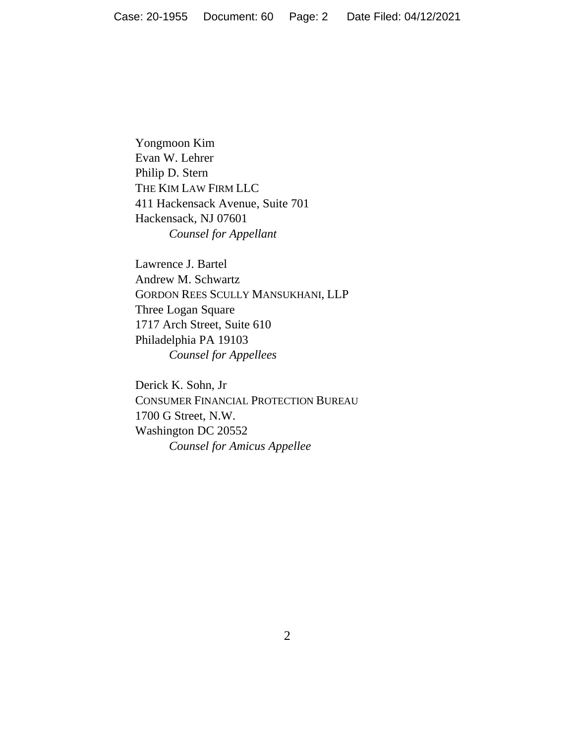Yongmoon Kim
Evan W. Lehrer
Philip D. Stern
THE KIM LAW FIRM LLC
411 Hackensack Avenue, Suite 701
Hackensack, NJ 07601
*Counsel for Appellant*

Lawrence J. Bartel
Andrew M. Schwartz
GORDON REES SCULLY MANSUKHANI, LLP
Three Logan Square
1717 Arch Street, Suite 610
Philadelphia PA 19103
*Counsel for Appellees*

Derick K. Sohn, Jr
CONSUMER FINANCIAL PROTECTION BUREAU
1700 G Street, N.W.
Washington DC 20552
*Counsel for Amicus Appellee*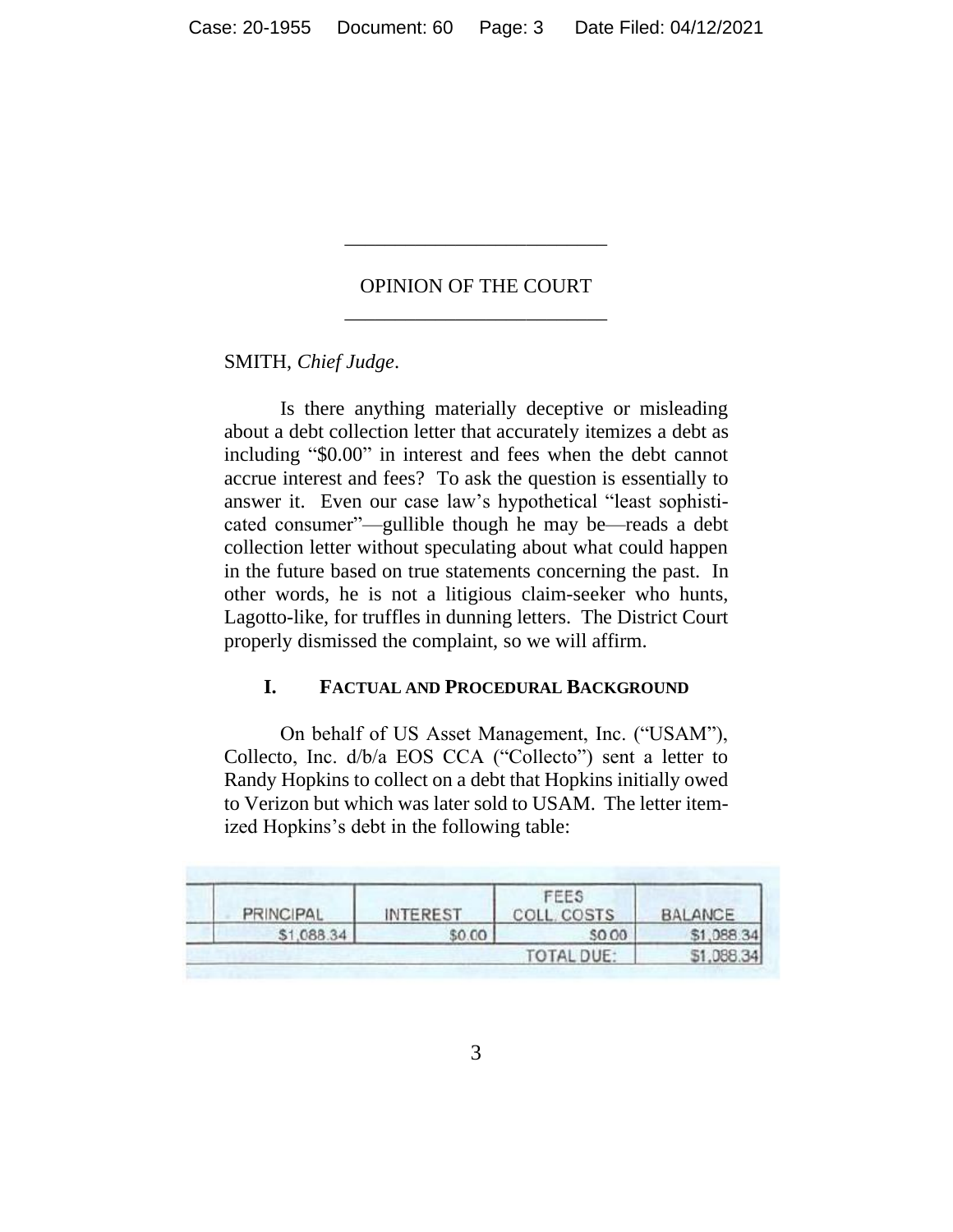## OPINION OF THE COURT

SMITH, *Chief Judge*.

Is there anything materially deceptive or misleading about a debt collection letter that accurately itemizes a debt as including "$0.00" in interest and fees when the debt cannot accrue interest and fees? To ask the question is essentially to answer it. Even our case law's hypothetical "least sophisticated consumer"—gullible though he may be—reads a debt collection letter without speculating about what could happen in the future based on true statements concerning the past. In other words, he is not a litigious claim-seeker who hunts, Lagotto-like, for truffles in dunning letters. The District Court properly dismissed the complaint, so we will affirm.

### I. FACTUAL AND PROCEDURAL BACKGROUND

On behalf of US Asset Management, Inc. ("USAM"), Collecto, Inc. d/b/a EOS CCA ("Collecto") sent a letter to Randy Hopkins to collect on a debt that Hopkins initially owed to Verizon but which was later sold to USAM. The letter itemized Hopkins's debt in the following table:

| PRINCIPAL | INTEREST | FEES COLL. COSTS | BALANCE |
|---|---|---|---|
| $1,088.34 | $0.00 | $0.00 | $1,088.34 |
| | | TOTAL DUE: | $1,088.34 |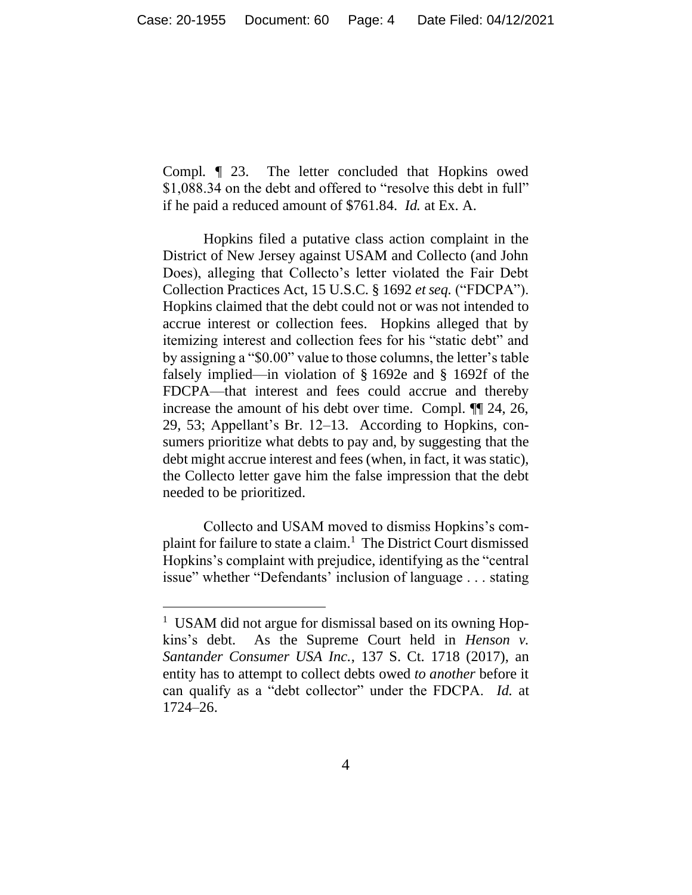Compl. ¶ 23. The letter concluded that Hopkins owed $1,088.34 on the debt and offered to "resolve this debt in full" if he paid a reduced amount of $761.84. *Id.* at Ex. A.

Hopkins filed a putative class action complaint in the District of New Jersey against USAM and Collecto (and John Does), alleging that Collecto's letter violated the Fair Debt Collection Practices Act, 15 U.S.C. § 1692 *et seq.* ("FDCPA"). Hopkins claimed that the debt could not or was not intended to accrue interest or collection fees. Hopkins alleged that by itemizing interest and collection fees for his "static debt" and by assigning a "$0.00" value to those columns, the letter's table falsely implied—in violation of § 1692e and § 1692f of the FDCPA—that interest and fees could accrue and thereby increase the amount of his debt over time. Compl. ¶¶ 24, 26, 29, 53; Appellant's Br. 12–13. According to Hopkins, consumers prioritize what debts to pay and, by suggesting that the debt might accrue interest and fees (when, in fact, it was static), the Collecto letter gave him the false impression that the debt needed to be prioritized.

Collecto and USAM moved to dismiss Hopkins's complaint for failure to state a claim.[1] The District Court dismissed Hopkins's complaint with prejudice, identifying as the "central issue" whether "Defendants' inclusion of language . . . stating

---

[1] USAM did not argue for dismissal based on its owning Hopkins's debt. As the Supreme Court held in *Henson v. Santander Consumer USA Inc.*, 137 S. Ct. 1718 (2017), an entity has to attempt to collect debts owed *to another* before it can qualify as a "debt collector" under the FDCPA. *Id.* at 1724–26.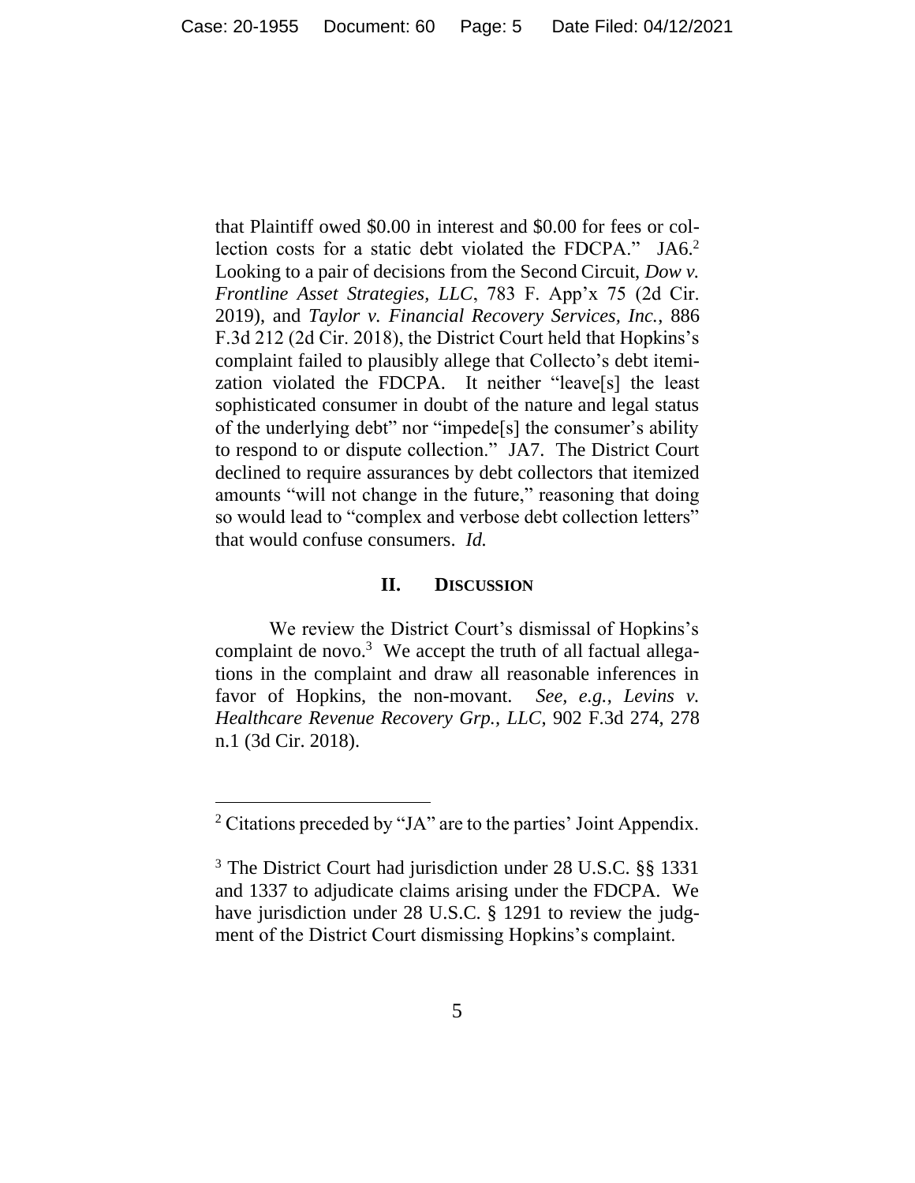that Plaintiff owed $0.00 in interest and $0.00 for fees or collection costs for a static debt violated the FDCPA." JA6.[2] Looking to a pair of decisions from the Second Circuit, *Dow v. Frontline Asset Strategies, LLC*, 783 F. App'x 75 (2d Cir. 2019), and *Taylor v. Financial Recovery Services, Inc.*, 886 F.3d 212 (2d Cir. 2018), the District Court held that Hopkins's complaint failed to plausibly allege that Collecto's debt itemization violated the FDCPA. It neither "leave[s] the least sophisticated consumer in doubt of the nature and legal status of the underlying debt" nor "impede[s] the consumer's ability to respond to or dispute collection." JA7. The District Court declined to require assurances by debt collectors that itemized amounts "will not change in the future," reasoning that doing so would lead to "complex and verbose debt collection letters" that would confuse consumers. *Id.*

## II. DISCUSSION

We review the District Court's dismissal of Hopkins's complaint de novo.[3] We accept the truth of all factual allegations in the complaint and draw all reasonable inferences in favor of Hopkins, the non-movant. *See, e.g.*, *Levins v. Healthcare Revenue Recovery Grp., LLC*, 902 F.3d 274, 278 n.1 (3d Cir. 2018).

---

[2] Citations preceded by "JA" are to the parties' Joint Appendix.

[3] The District Court had jurisdiction under 28 U.S.C. §§ 1331 and 1337 to adjudicate claims arising under the FDCPA. We have jurisdiction under 28 U.S.C. § 1291 to review the judgment of the District Court dismissing Hopkins's complaint.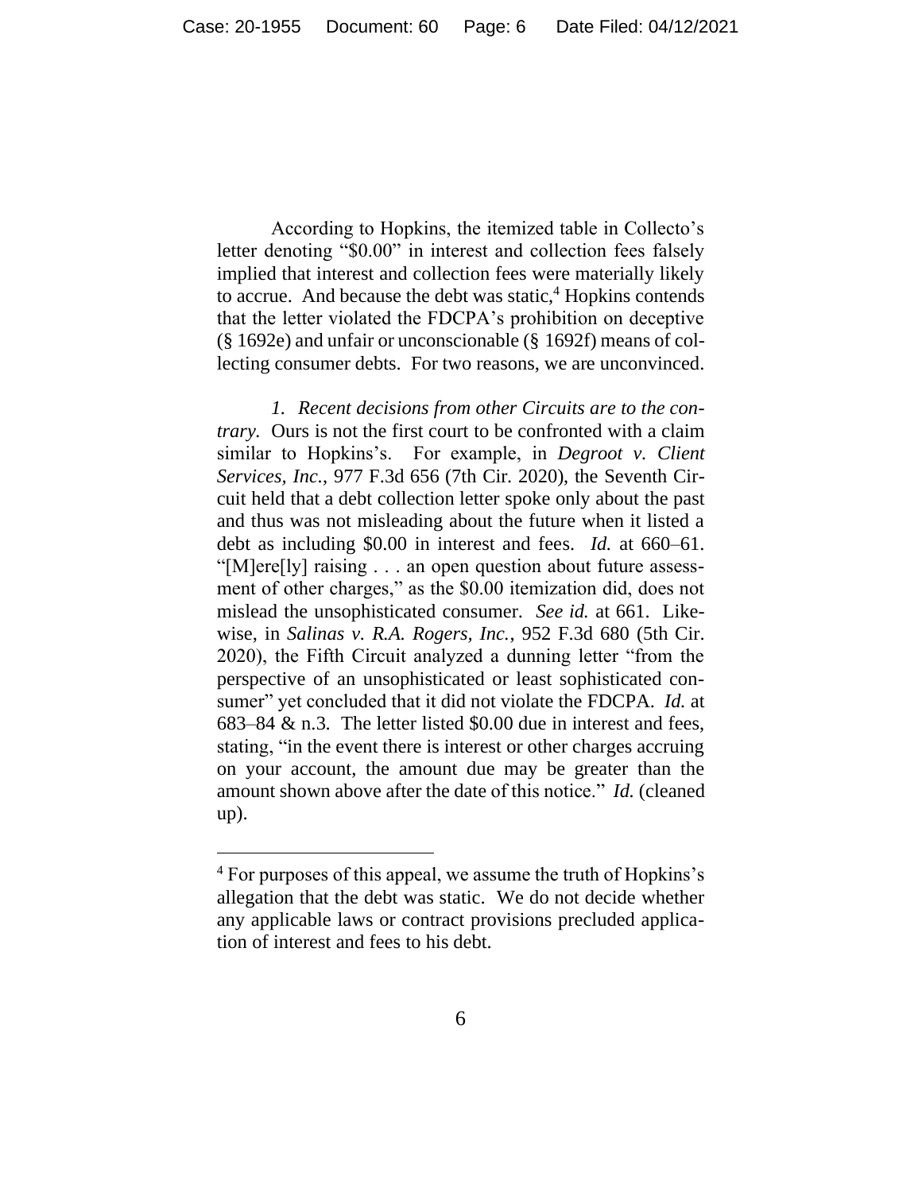According to Hopkins, the itemized table in Collecto's letter denoting "$0.00" in interest and collection fees falsely implied that interest and collection fees were materially likely to accrue. And because the debt was static,[4] Hopkins contends that the letter violated the FDCPA's prohibition on deceptive (§ 1692e) and unfair or unconscionable (§ 1692f) means of collecting consumer debts. For two reasons, we are unconvinced.

*1. Recent decisions from other Circuits are to the contrary.* Ours is not the first court to be confronted with a claim similar to Hopkins's. For example, in *Degroot v. Client Services, Inc.*, 977 F.3d 656 (7th Cir. 2020), the Seventh Circuit held that a debt collection letter spoke only about the past and thus was not misleading about the future when it listed a debt as including $0.00 in interest and fees. *Id.* at 660–61. "[M]ere[ly] raising . . . an open question about future assessment of other charges," as the $0.00 itemization did, does not mislead the unsophisticated consumer. *See id.* at 661. Likewise, in *Salinas v. R.A. Rogers, Inc.*, 952 F.3d 680 (5th Cir. 2020), the Fifth Circuit analyzed a dunning letter "from the perspective of an unsophisticated or least sophisticated consumer" yet concluded that it did not violate the FDCPA. *Id.* at 683–84 & n.3. The letter listed $0.00 due in interest and fees, stating, "in the event there is interest or other charges accruing on your account, the amount due may be greater than the amount shown above after the date of this notice." *Id.* (cleaned up).

---

[4] For purposes of this appeal, we assume the truth of Hopkins's allegation that the debt was static. We do not decide whether any applicable laws or contract provisions precluded application of interest and fees to his debt.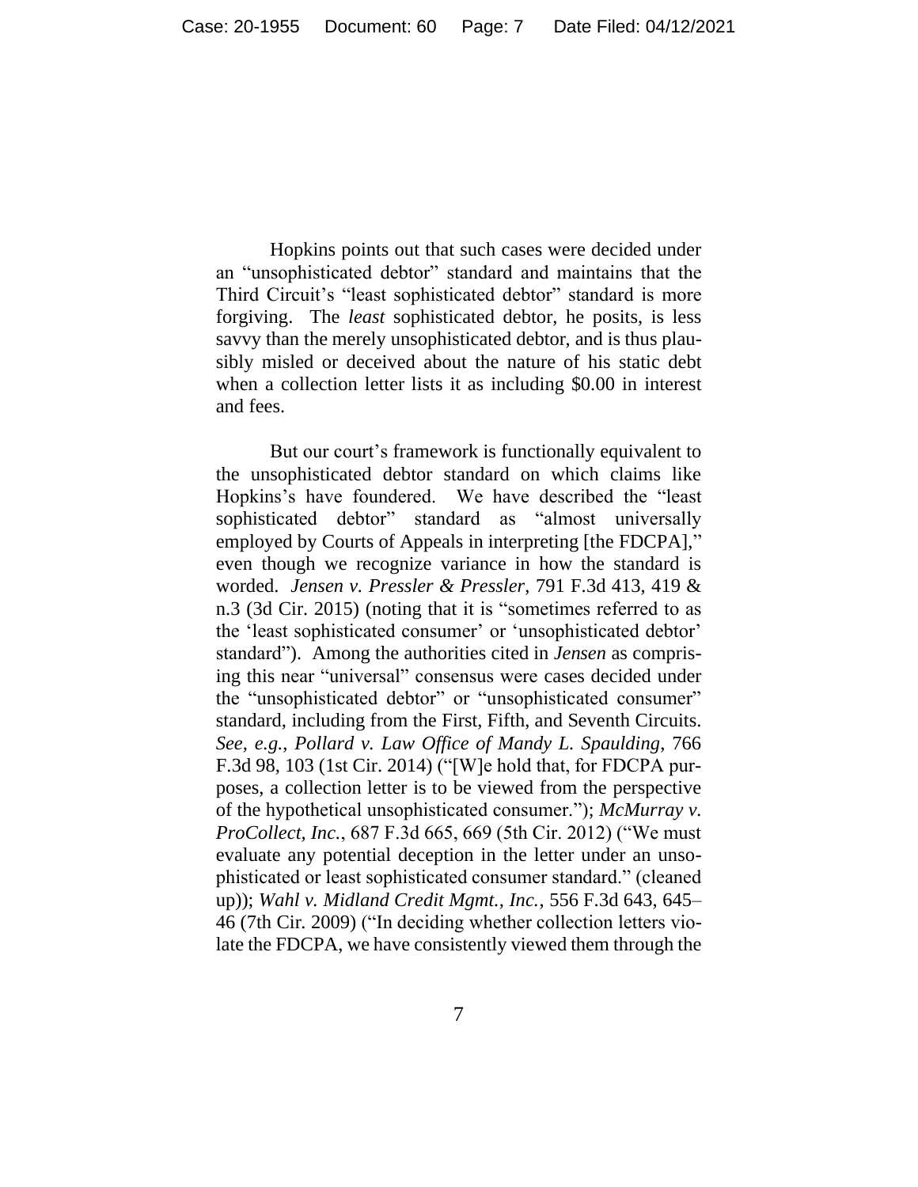Hopkins points out that such cases were decided under an "unsophisticated debtor" standard and maintains that the Third Circuit's "least sophisticated debtor" standard is more forgiving. The *least* sophisticated debtor, he posits, is less savvy than the merely unsophisticated debtor, and is thus plausibly misled or deceived about the nature of his static debt when a collection letter lists it as including $0.00 in interest and fees.

But our court's framework is functionally equivalent to the unsophisticated debtor standard on which claims like Hopkins's have foundered. We have described the "least sophisticated debtor" standard as "almost universally employed by Courts of Appeals in interpreting [the FDCPA]," even though we recognize variance in how the standard is worded. *Jensen v. Pressler & Pressler*, 791 F.3d 413, 419 & n.3 (3d Cir. 2015) (noting that it is "sometimes referred to as the 'least sophisticated consumer' or 'unsophisticated debtor' standard"). Among the authorities cited in *Jensen* as comprising this near "universal" consensus were cases decided under the "unsophisticated debtor" or "unsophisticated consumer" standard, including from the First, Fifth, and Seventh Circuits. *See, e.g.*, *Pollard v. Law Office of Mandy L. Spaulding*, 766 F.3d 98, 103 (1st Cir. 2014) ("[W]e hold that, for FDCPA purposes, a collection letter is to be viewed from the perspective of the hypothetical unsophisticated consumer."); *McMurray v. ProCollect, Inc.*, 687 F.3d 665, 669 (5th Cir. 2012) ("We must evaluate any potential deception in the letter under an unsophisticated or least sophisticated consumer standard." (cleaned up)); *Wahl v. Midland Credit Mgmt., Inc.*, 556 F.3d 643, 645–46 (7th Cir. 2009) ("In deciding whether collection letters violate the FDCPA, we have consistently viewed them through the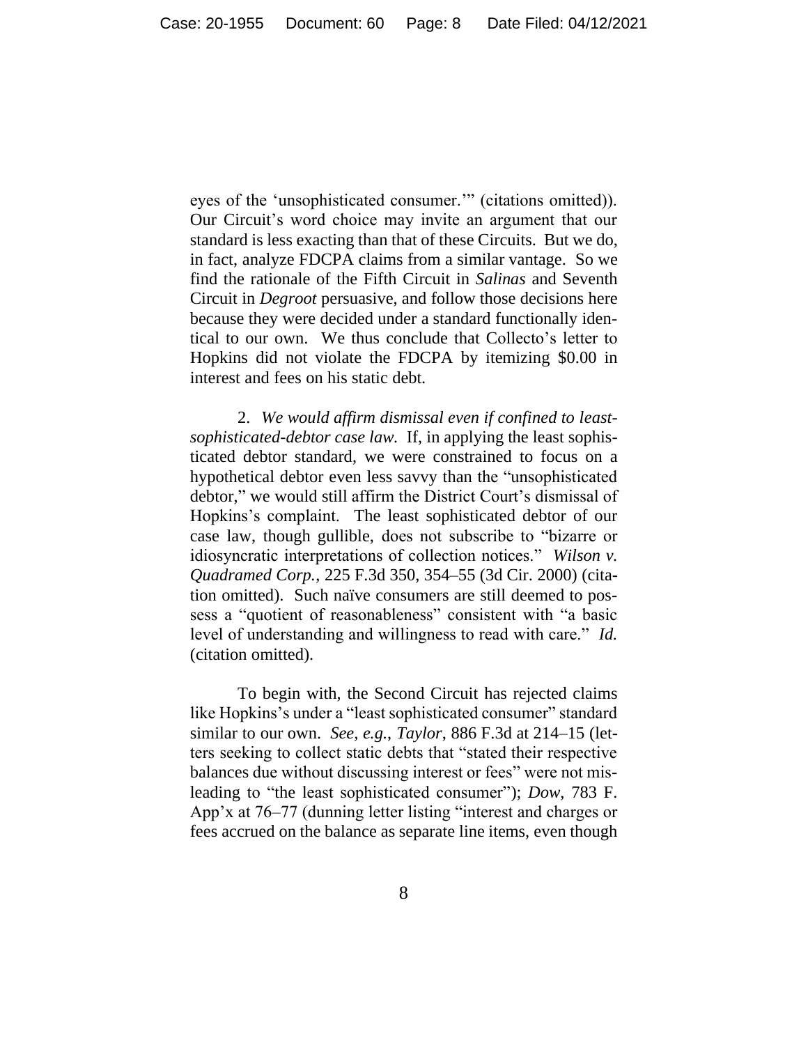eyes of the 'unsophisticated consumer.'" (citations omitted)). Our Circuit's word choice may invite an argument that our standard is less exacting than that of these Circuits. But we do, in fact, analyze FDCPA claims from a similar vantage. So we find the rationale of the Fifth Circuit in *Salinas* and Seventh Circuit in *Degroot* persuasive, and follow those decisions here because they were decided under a standard functionally identical to our own. We thus conclude that Collecto's letter to Hopkins did not violate the FDCPA by itemizing $0.00 in interest and fees on his static debt.

2. *We would affirm dismissal even if confined to least-sophisticated-debtor case law.* If, in applying the least sophisticated debtor standard, we were constrained to focus on a hypothetical debtor even less savvy than the "unsophisticated debtor," we would still affirm the District Court's dismissal of Hopkins's complaint. The least sophisticated debtor of our case law, though gullible, does not subscribe to "bizarre or idiosyncratic interpretations of collection notices." *Wilson v. Quadramed Corp.*, 225 F.3d 350, 354–55 (3d Cir. 2000) (citation omitted). Such naïve consumers are still deemed to possess a "quotient of reasonableness" consistent with "a basic level of understanding and willingness to read with care." *Id.* (citation omitted).

To begin with, the Second Circuit has rejected claims like Hopkins's under a "least sophisticated consumer" standard similar to our own. *See, e.g.*, *Taylor*, 886 F.3d at 214–15 (letters seeking to collect static debts that "stated their respective balances due without discussing interest or fees" were not misleading to "the least sophisticated consumer"); *Dow*, 783 F. App'x at 76–77 (dunning letter listing "interest and charges or fees accrued on the balance as separate line items, even though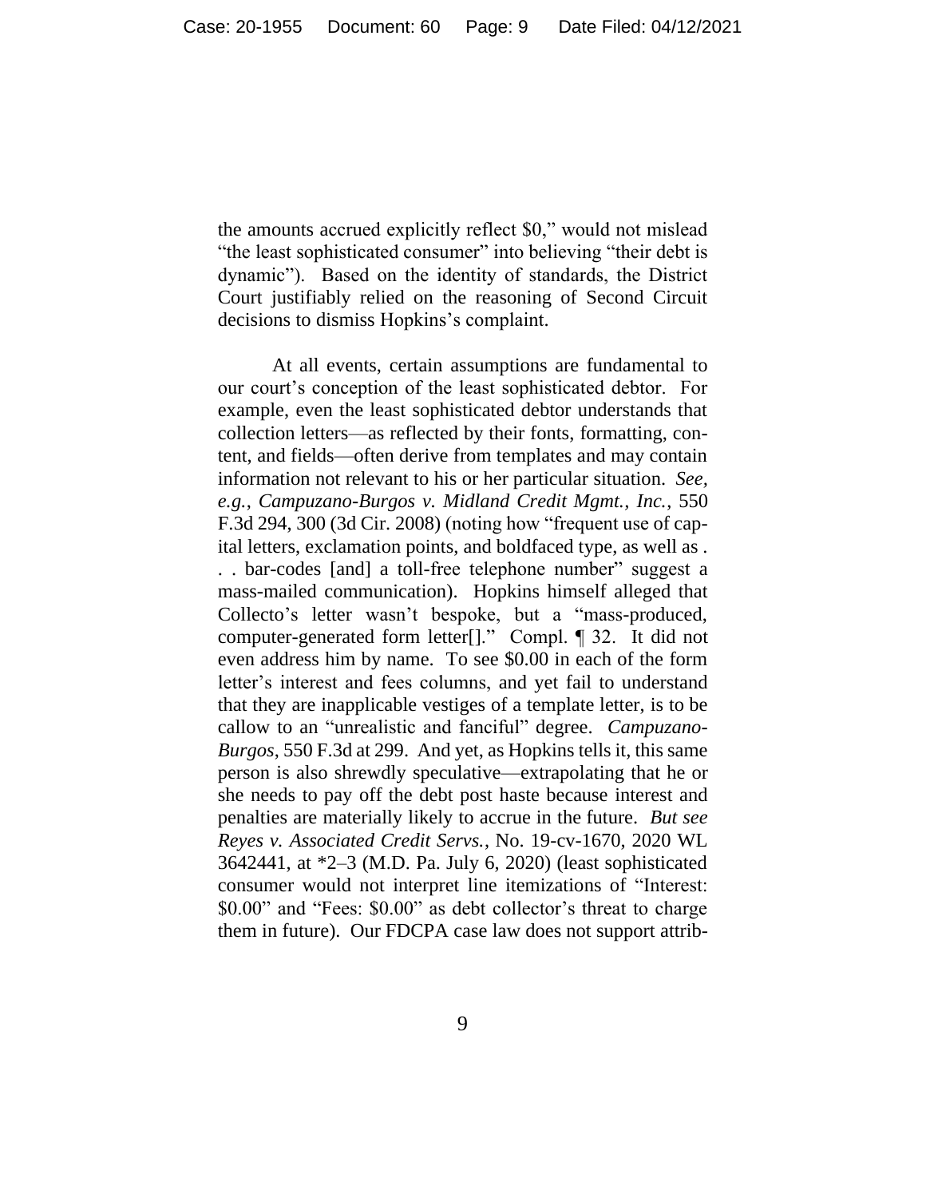the amounts accrued explicitly reflect $0," would not mislead "the least sophisticated consumer" into believing "their debt is dynamic"). Based on the identity of standards, the District Court justifiably relied on the reasoning of Second Circuit decisions to dismiss Hopkins's complaint.

At all events, certain assumptions are fundamental to our court's conception of the least sophisticated debtor. For example, even the least sophisticated debtor understands that collection letters—as reflected by their fonts, formatting, content, and fields—often derive from templates and may contain information not relevant to his or her particular situation. *See, e.g.*, *Campuzano-Burgos v. Midland Credit Mgmt., Inc.*, 550 F.3d 294, 300 (3d Cir. 2008) (noting how "frequent use of capital letters, exclamation points, and boldfaced type, as well as . . . bar-codes [and] a toll-free telephone number" suggest a mass-mailed communication). Hopkins himself alleged that Collecto's letter wasn't bespoke, but a "mass-produced, computer-generated form letter[]." Compl. ¶ 32. It did not even address him by name. To see $0.00 in each of the form letter's interest and fees columns, and yet fail to understand that they are inapplicable vestiges of a template letter, is to be callow to an "unrealistic and fanciful" degree. *Campuzano-Burgos*, 550 F.3d at 299. And yet, as Hopkins tells it, this same person is also shrewdly speculative—extrapolating that he or she needs to pay off the debt post haste because interest and penalties are materially likely to accrue in the future. *But see Reyes v. Associated Credit Servs.*, No. 19-cv-1670, 2020 WL 3642441, at *2–3 (M.D. Pa. July 6, 2020) (least sophisticated consumer would not interpret line itemizations of "Interest: $0.00" and "Fees: $0.00" as debt collector's threat to charge them in future). Our FDCPA case law does not support attrib-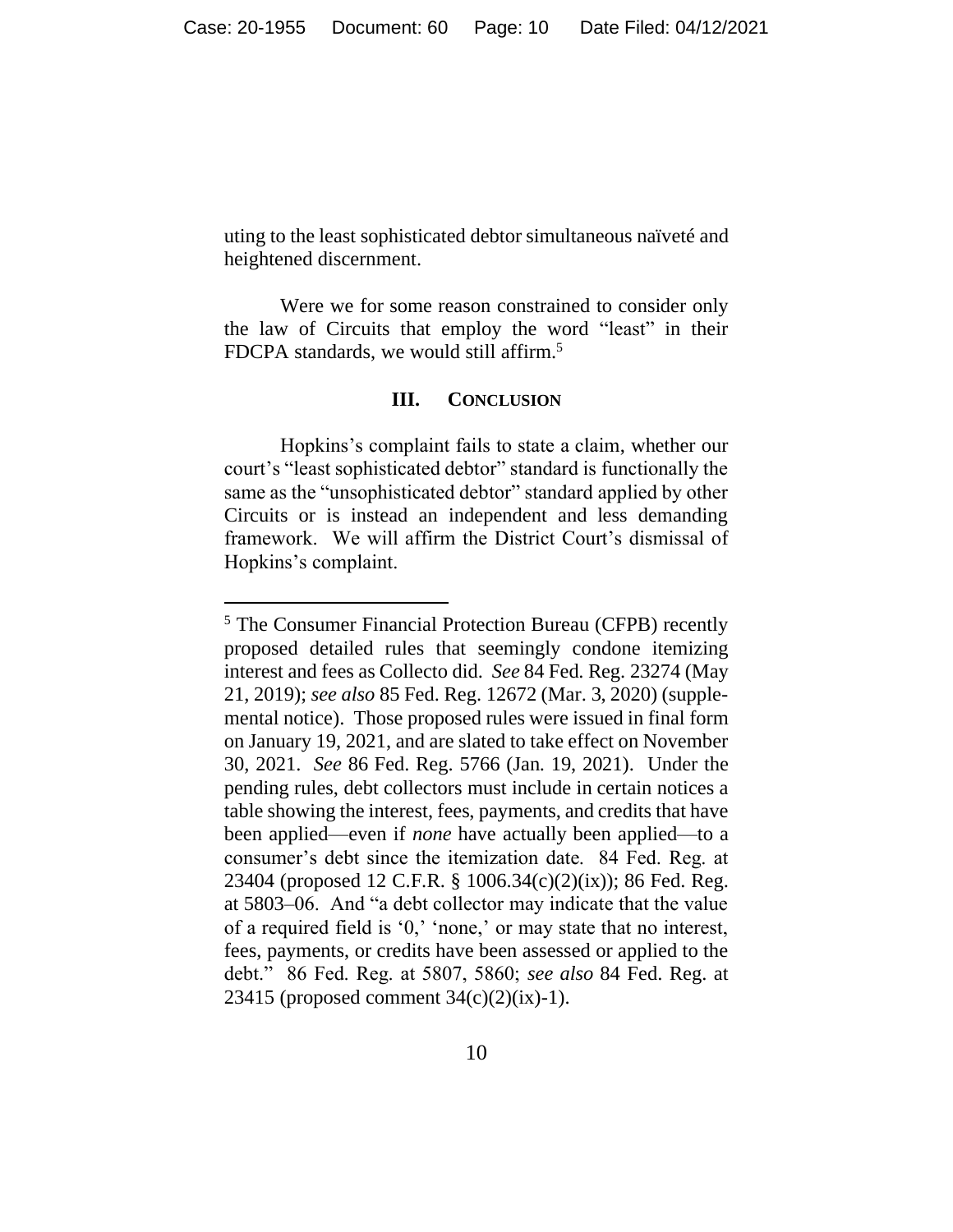uting to the least sophisticated debtor simultaneous naïveté and heightened discernment.

Were we for some reason constrained to consider only the law of Circuits that employ the word "least" in their FDCPA standards, we would still affirm.[5]

## III. CONCLUSION

Hopkins's complaint fails to state a claim, whether our court's "least sophisticated debtor" standard is functionally the same as the "unsophisticated debtor" standard applied by other Circuits or is instead an independent and less demanding framework. We will affirm the District Court's dismissal of Hopkins's complaint.

---

[5] The Consumer Financial Protection Bureau (CFPB) recently proposed detailed rules that seemingly condone itemizing interest and fees as Collecto did. *See* 84 Fed. Reg. 23274 (May 21, 2019); *see also* 85 Fed. Reg. 12672 (Mar. 3, 2020) (supplemental notice). Those proposed rules were issued in final form on January 19, 2021, and are slated to take effect on November 30, 2021. *See* 86 Fed. Reg. 5766 (Jan. 19, 2021). Under the pending rules, debt collectors must include in certain notices a table showing the interest, fees, payments, and credits that have been applied—even if *none* have actually been applied—to a consumer's debt since the itemization date. 84 Fed. Reg. at 23404 (proposed 12 C.F.R. § 1006.34(c)(2)(ix)); 86 Fed. Reg. at 5803–06. And "a debt collector may indicate that the value of a required field is '0,' 'none,' or may state that no interest, fees, payments, or credits have been assessed or applied to the debt." 86 Fed. Reg. at 5807, 5860; *see also* 84 Fed. Reg. at 23415 (proposed comment 34(c)(2)(ix)-1).